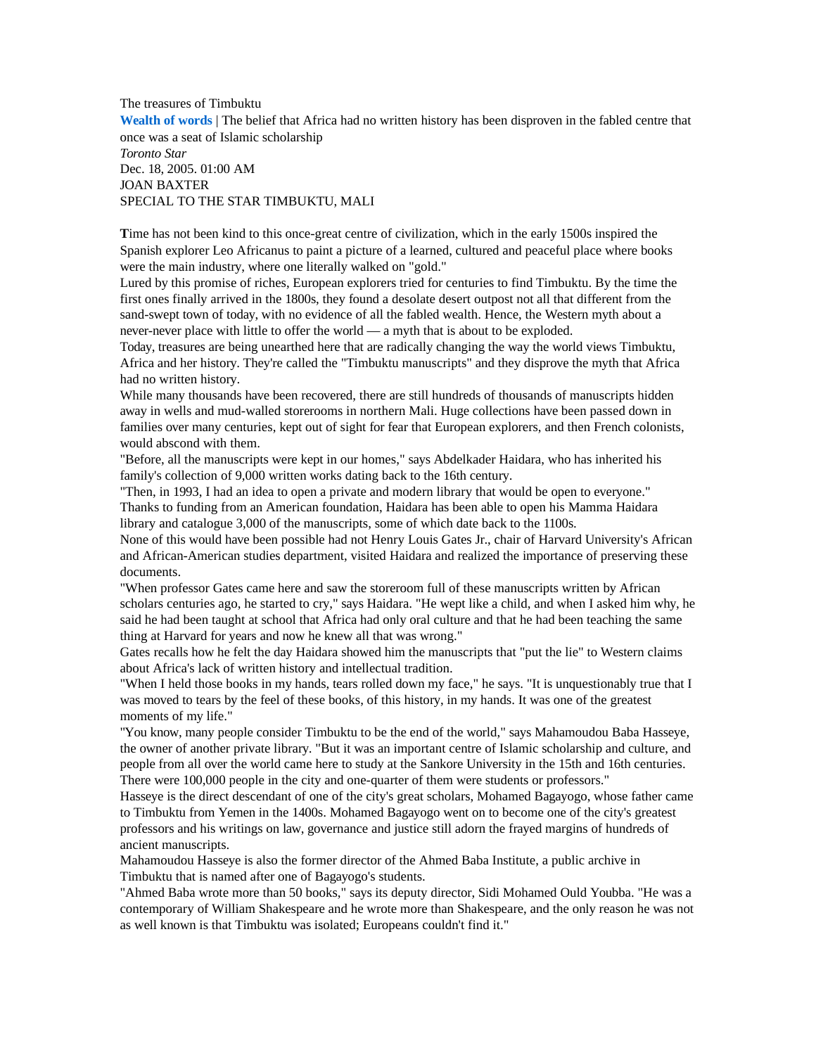The treasures of Timbuktu

**Wealth of words** | The belief that Africa had no written history has been disproven in the fabled centre that once was a seat of Islamic scholarship

*Toronto Star*

Dec. 18, 2005. 01:00 AM

JOAN BAXTER

SPECIAL TO THE STAR TIMBUKTU, MALI

**T**ime has not been kind to this once-great centre of civilization, which in the early 1500s inspired the Spanish explorer Leo Africanus to paint a picture of a learned, cultured and peaceful place where books were the main industry, where one literally walked on "gold."

Lured by this promise of riches, European explorers tried for centuries to find Timbuktu. By the time the first ones finally arrived in the 1800s, they found a desolate desert outpost not all that different from the sand-swept town of today, with no evidence of all the fabled wealth. Hence, the Western myth about a never-never place with little to offer the world — a myth that is about to be exploded.

Today, treasures are being unearthed here that are radically changing the way the world views Timbuktu, Africa and her history. They're called the "Timbuktu manuscripts" and they disprove the myth that Africa had no written history.

While many thousands have been recovered, there are still hundreds of thousands of manuscripts hidden away in wells and mud-walled storerooms in northern Mali. Huge collections have been passed down in families over many centuries, kept out of sight for fear that European explorers, and then French colonists, would abscond with them.

"Before, all the manuscripts were kept in our homes," says Abdelkader Haidara, who has inherited his family's collection of 9,000 written works dating back to the 16th century.

"Then, in 1993, I had an idea to open a private and modern library that would be open to everyone."

Thanks to funding from an American foundation, Haidara has been able to open his Mamma Haidara library and catalogue 3,000 of the manuscripts, some of which date back to the 1100s.

None of this would have been possible had not Henry Louis Gates Jr., chair of Harvard University's African and African-American studies department, visited Haidara and realized the importance of preserving these documents.

"When professor Gates came here and saw the storeroom full of these manuscripts written by African scholars centuries ago, he started to cry," says Haidara. "He wept like a child, and when I asked him why, he said he had been taught at school that Africa had only oral culture and that he had been teaching the same thing at Harvard for years and now he knew all that was wrong."

Gates recalls how he felt the day Haidara showed him the manuscripts that "put the lie" to Western claims about Africa's lack of written history and intellectual tradition.

"When I held those books in my hands, tears rolled down my face," he says. "It is unquestionably true that I was moved to tears by the feel of these books, of this history, in my hands. It was one of the greatest moments of my life."

"You know, many people consider Timbuktu to be the end of the world," says Mahamoudou Baba Hasseye, the owner of another private library. "But it was an important centre of Islamic scholarship and culture, and people from all over the world came here to study at the Sankore University in the 15th and 16th centuries. There were 100,000 people in the city and one-quarter of them were students or professors."

Hasseye is the direct descendant of one of the city's great scholars, Mohamed Bagayogo, whose father came to Timbuktu from Yemen in the 1400s. Mohamed Bagayogo went on to become one of the city's greatest professors and his writings on law, governance and justice still adorn the frayed margins of hundreds of ancient manuscripts.

Mahamoudou Hasseye is also the former director of the Ahmed Baba Institute, a public archive in Timbuktu that is named after one of Bagayogo's students.

"Ahmed Baba wrote more than 50 books," says its deputy director, Sidi Mohamed Ould Youbba. "He was a contemporary of William Shakespeare and he wrote more than Shakespeare, and the only reason he was not as well known is that Timbuktu was isolated; Europeans couldn't find it."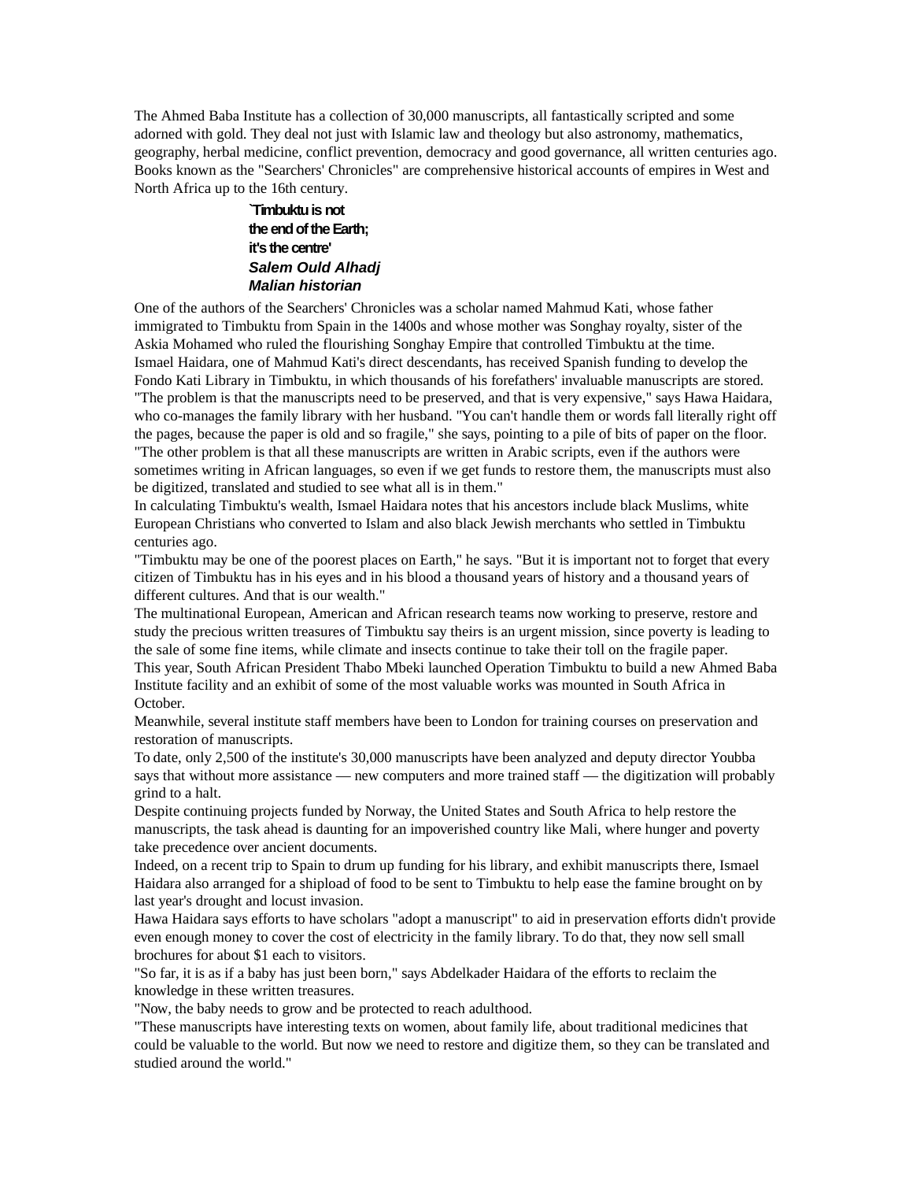The Ahmed Baba Institute has a collection of 30,000 manuscripts, all fantastically scripted and some adorned with gold. They deal not just with Islamic law and theology but also astronomy, mathematics, geography, herbal medicine, conflict prevention, democracy and good governance, all written centuries ago. Books known as the "Searchers' Chronicles" are comprehensive historical accounts of empires in West and North Africa up to the 16th century.

> **`Timbuktu is not the end of the Earth; it's the centre'**
> ***Salem Ould Alhadj***
> ***Malian historian***

One of the authors of the Searchers' Chronicles was a scholar named Mahmud Kati, whose father immigrated to Timbuktu from Spain in the 1400s and whose mother was Songhay royalty, sister of the Askia Mohamed who ruled the flourishing Songhay Empire that controlled Timbuktu at the time.

Ismael Haidara, one of Mahmud Kati's direct descendants, has received Spanish funding to develop the Fondo Kati Library in Timbuktu, in which thousands of his forefathers' invaluable manuscripts are stored.

"The problem is that the manuscripts need to be preserved, and that is very expensive," says Hawa Haidara, who co-manages the family library with her husband. "You can't handle them or words fall literally right off the pages, because the paper is old and so fragile," she says, pointing to a pile of bits of paper on the floor.

"The other problem is that all these manuscripts are written in Arabic scripts, even if the authors were sometimes writing in African languages, so even if we get funds to restore them, the manuscripts must also be digitized, translated and studied to see what all is in them."

In calculating Timbuktu's wealth, Ismael Haidara notes that his ancestors include black Muslims, white European Christians who converted to Islam and also black Jewish merchants who settled in Timbuktu centuries ago.

"Timbuktu may be one of the poorest places on Earth," he says. "But it is important not to forget that every citizen of Timbuktu has in his eyes and in his blood a thousand years of history and a thousand years of different cultures. And that is our wealth."

The multinational European, American and African research teams now working to preserve, restore and study the precious written treasures of Timbuktu say theirs is an urgent mission, since poverty is leading to the sale of some fine items, while climate and insects continue to take their toll on the fragile paper.

This year, South African President Thabo Mbeki launched Operation Timbuktu to build a new Ahmed Baba Institute facility and an exhibit of some of the most valuable works was mounted in South Africa in October.

Meanwhile, several institute staff members have been to London for training courses on preservation and restoration of manuscripts.

To date, only 2,500 of the institute's 30,000 manuscripts have been analyzed and deputy director Youbba says that without more assistance — new computers and more trained staff — the digitization will probably grind to a halt.

Despite continuing projects funded by Norway, the United States and South Africa to help restore the manuscripts, the task ahead is daunting for an impoverished country like Mali, where hunger and poverty take precedence over ancient documents.

Indeed, on a recent trip to Spain to drum up funding for his library, and exhibit manuscripts there, Ismael Haidara also arranged for a shipload of food to be sent to Timbuktu to help ease the famine brought on by last year's drought and locust invasion.

Hawa Haidara says efforts to have scholars "adopt a manuscript" to aid in preservation efforts didn't provide even enough money to cover the cost of electricity in the family library. To do that, they now sell small brochures for about $1 each to visitors.

"So far, it is as if a baby has just been born," says Abdelkader Haidara of the efforts to reclaim the knowledge in these written treasures.

"Now, the baby needs to grow and be protected to reach adulthood.

"These manuscripts have interesting texts on women, about family life, about traditional medicines that could be valuable to the world. But now we need to restore and digitize them, so they can be translated and studied around the world."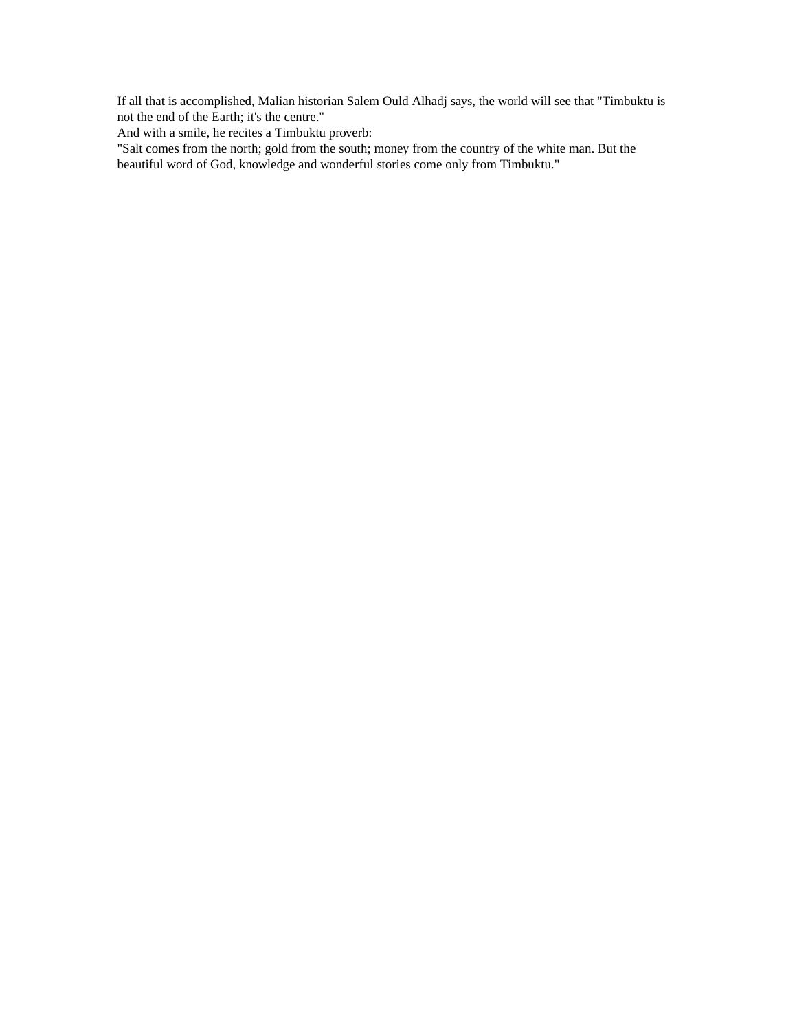If all that is accomplished, Malian historian Salem Ould Alhadj says, the world will see that "Timbuktu is not the end of the Earth; it's the centre."

And with a smile, he recites a Timbuktu proverb:

"Salt comes from the north; gold from the south; money from the country of the white man. But the beautiful word of God, knowledge and wonderful stories come only from Timbuktu."